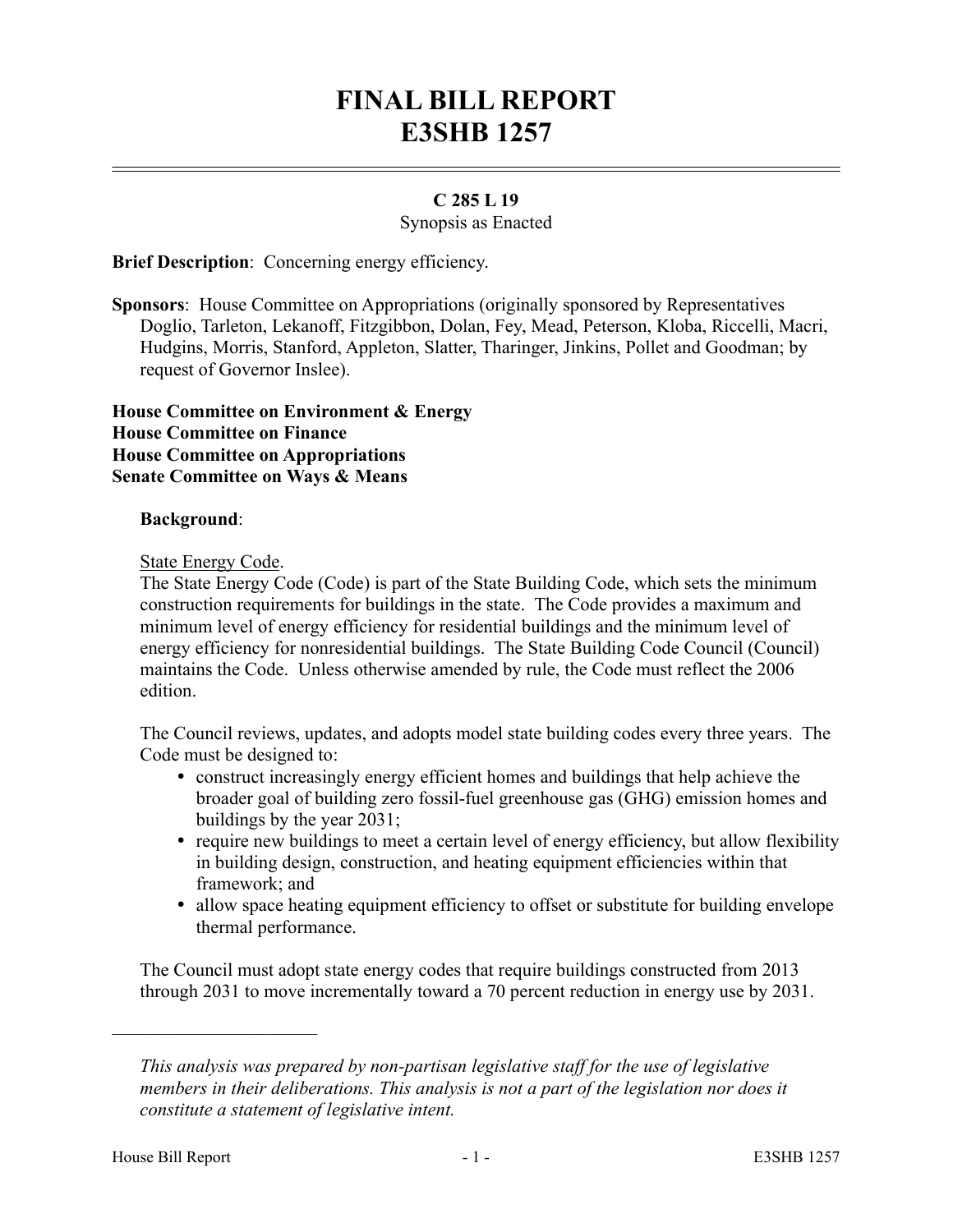# FINAL BILL REPORT
# E3SHB 1257

**C 285 L 19**

Synopsis as Enacted

**Brief Description**: Concerning energy efficiency.

**Sponsors**: House Committee on Appropriations (originally sponsored by Representatives Doglio, Tarleton, Lekanoff, Fitzgibbon, Dolan, Fey, Mead, Peterson, Kloba, Riccelli, Macri, Hudgins, Morris, Stanford, Appleton, Slatter, Tharinger, Jinkins, Pollet and Goodman; by request of Governor Inslee).

**House Committee on Environment & Energy**
**House Committee on Finance**
**House Committee on Appropriations**
**Senate Committee on Ways & Means**

**Background**:

State Energy Code.

The State Energy Code (Code) is part of the State Building Code, which sets the minimum construction requirements for buildings in the state. The Code provides a maximum and minimum level of energy efficiency for residential buildings and the minimum level of energy efficiency for nonresidential buildings. The State Building Code Council (Council) maintains the Code. Unless otherwise amended by rule, the Code must reflect the 2006 edition.

The Council reviews, updates, and adopts model state building codes every three years. The Code must be designed to:

- construct increasingly energy efficient homes and buildings that help achieve the broader goal of building zero fossil-fuel greenhouse gas (GHG) emission homes and buildings by the year 2031;
- require new buildings to meet a certain level of energy efficiency, but allow flexibility in building design, construction, and heating equipment efficiencies within that framework; and
- allow space heating equipment efficiency to offset or substitute for building envelope thermal performance.

The Council must adopt state energy codes that require buildings constructed from 2013 through 2031 to move incrementally toward a 70 percent reduction in energy use by 2031.

---

*This analysis was prepared by non-partisan legislative staff for the use of legislative members in their deliberations. This analysis is not a part of the legislation nor does it constitute a statement of legislative intent.*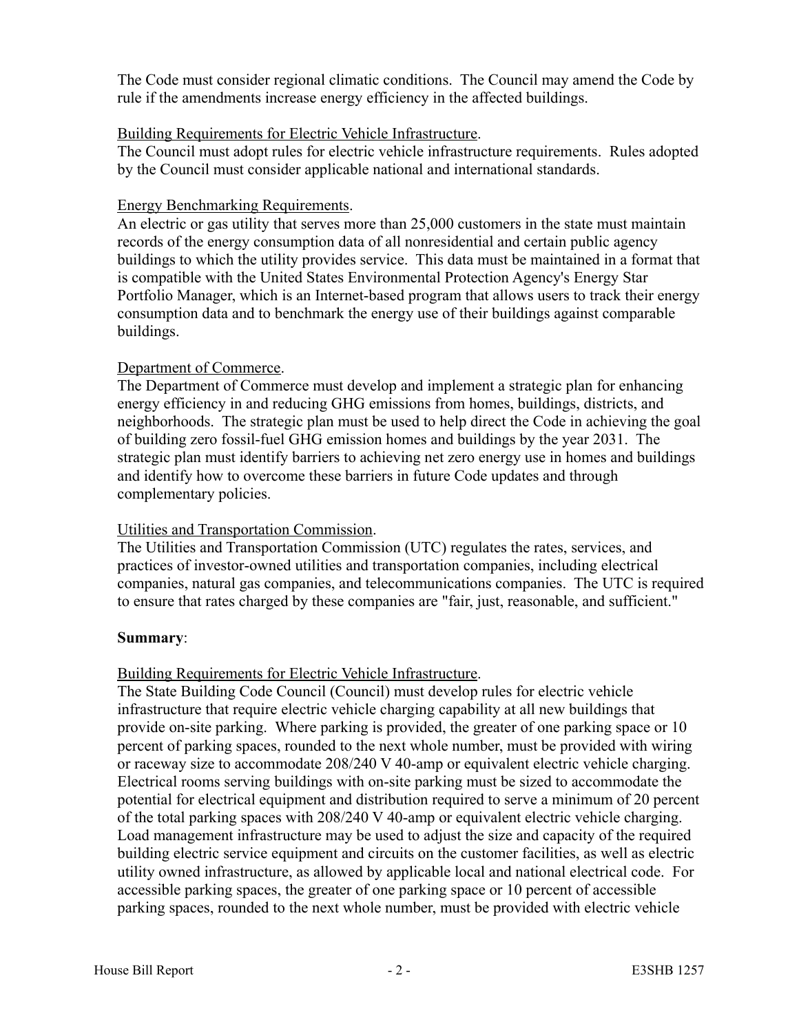The Code must consider regional climatic conditions. The Council may amend the Code by rule if the amendments increase energy efficiency in the affected buildings.

Building Requirements for Electric Vehicle Infrastructure.

The Council must adopt rules for electric vehicle infrastructure requirements. Rules adopted by the Council must consider applicable national and international standards.

Energy Benchmarking Requirements.

An electric or gas utility that serves more than 25,000 customers in the state must maintain records of the energy consumption data of all nonresidential and certain public agency buildings to which the utility provides service. This data must be maintained in a format that is compatible with the United States Environmental Protection Agency's Energy Star Portfolio Manager, which is an Internet-based program that allows users to track their energy consumption data and to benchmark the energy use of their buildings against comparable buildings.

Department of Commerce.

The Department of Commerce must develop and implement a strategic plan for enhancing energy efficiency in and reducing GHG emissions from homes, buildings, districts, and neighborhoods. The strategic plan must be used to help direct the Code in achieving the goal of building zero fossil-fuel GHG emission homes and buildings by the year 2031. The strategic plan must identify barriers to achieving net zero energy use in homes and buildings and identify how to overcome these barriers in future Code updates and through complementary policies.

Utilities and Transportation Commission.

The Utilities and Transportation Commission (UTC) regulates the rates, services, and practices of investor-owned utilities and transportation companies, including electrical companies, natural gas companies, and telecommunications companies. The UTC is required to ensure that rates charged by these companies are "fair, just, reasonable, and sufficient."

**Summary**:

Building Requirements for Electric Vehicle Infrastructure.

The State Building Code Council (Council) must develop rules for electric vehicle infrastructure that require electric vehicle charging capability at all new buildings that provide on-site parking. Where parking is provided, the greater of one parking space or 10 percent of parking spaces, rounded to the next whole number, must be provided with wiring or raceway size to accommodate 208/240 V 40-amp or equivalent electric vehicle charging. Electrical rooms serving buildings with on-site parking must be sized to accommodate the potential for electrical equipment and distribution required to serve a minimum of 20 percent of the total parking spaces with 208/240 V 40-amp or equivalent electric vehicle charging. Load management infrastructure may be used to adjust the size and capacity of the required building electric service equipment and circuits on the customer facilities, as well as electric utility owned infrastructure, as allowed by applicable local and national electrical code. For accessible parking spaces, the greater of one parking space or 10 percent of accessible parking spaces, rounded to the next whole number, must be provided with electric vehicle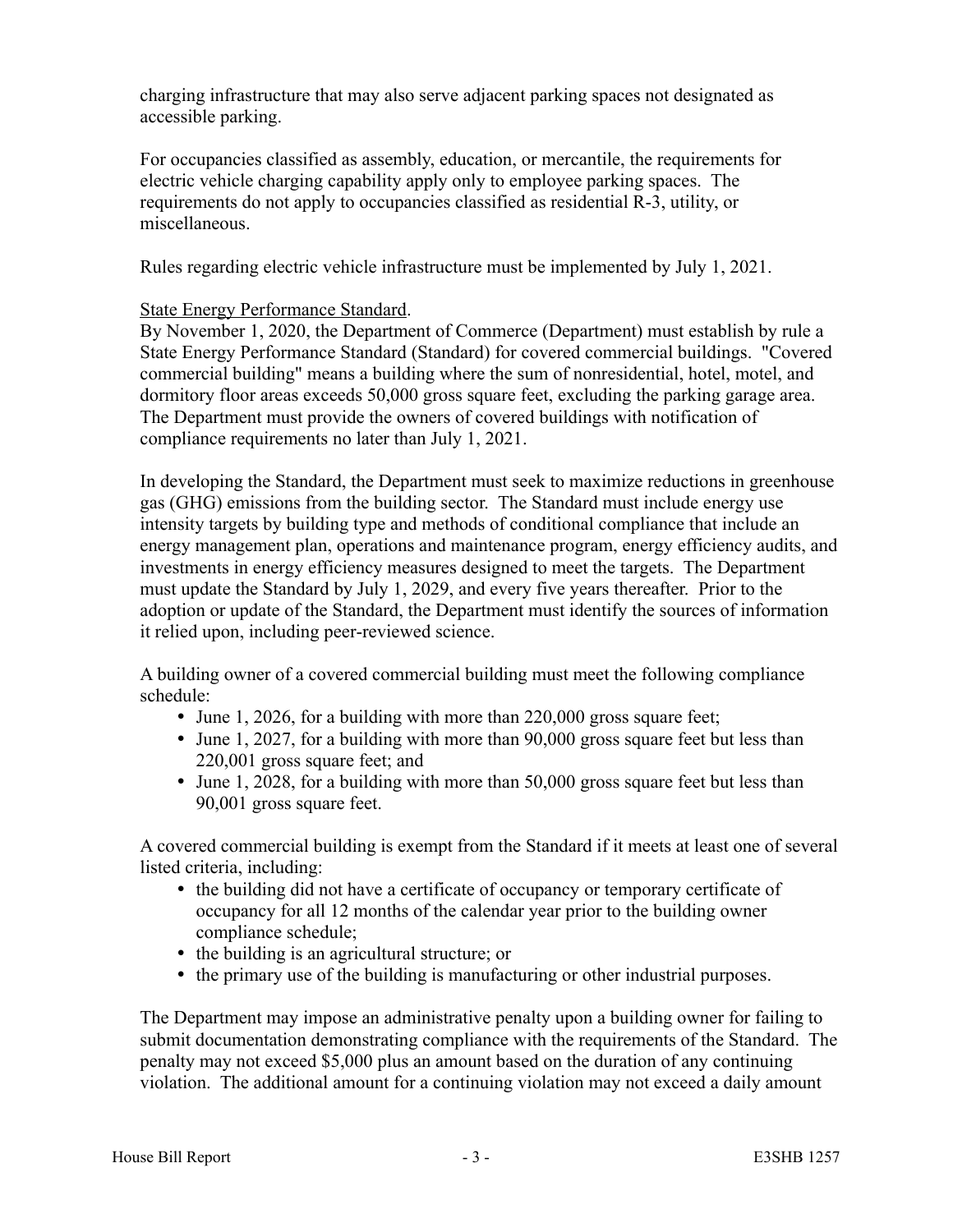charging infrastructure that may also serve adjacent parking spaces not designated as accessible parking.

For occupancies classified as assembly, education, or mercantile, the requirements for electric vehicle charging capability apply only to employee parking spaces. The requirements do not apply to occupancies classified as residential R-3, utility, or miscellaneous.

Rules regarding electric vehicle infrastructure must be implemented by July 1, 2021.

State Energy Performance Standard.

By November 1, 2020, the Department of Commerce (Department) must establish by rule a State Energy Performance Standard (Standard) for covered commercial buildings. "Covered commercial building" means a building where the sum of nonresidential, hotel, motel, and dormitory floor areas exceeds 50,000 gross square feet, excluding the parking garage area. The Department must provide the owners of covered buildings with notification of compliance requirements no later than July 1, 2021.

In developing the Standard, the Department must seek to maximize reductions in greenhouse gas (GHG) emissions from the building sector. The Standard must include energy use intensity targets by building type and methods of conditional compliance that include an energy management plan, operations and maintenance program, energy efficiency audits, and investments in energy efficiency measures designed to meet the targets. The Department must update the Standard by July 1, 2029, and every five years thereafter. Prior to the adoption or update of the Standard, the Department must identify the sources of information it relied upon, including peer-reviewed science.

A building owner of a covered commercial building must meet the following compliance schedule:

- June 1, 2026, for a building with more than 220,000 gross square feet;
- June 1, 2027, for a building with more than 90,000 gross square feet but less than 220,001 gross square feet; and
- June 1, 2028, for a building with more than 50,000 gross square feet but less than 90,001 gross square feet.

A covered commercial building is exempt from the Standard if it meets at least one of several listed criteria, including:

- the building did not have a certificate of occupancy or temporary certificate of occupancy for all 12 months of the calendar year prior to the building owner compliance schedule;
- the building is an agricultural structure; or
- the primary use of the building is manufacturing or other industrial purposes.

The Department may impose an administrative penalty upon a building owner for failing to submit documentation demonstrating compliance with the requirements of the Standard. The penalty may not exceed $5,000 plus an amount based on the duration of any continuing violation. The additional amount for a continuing violation may not exceed a daily amount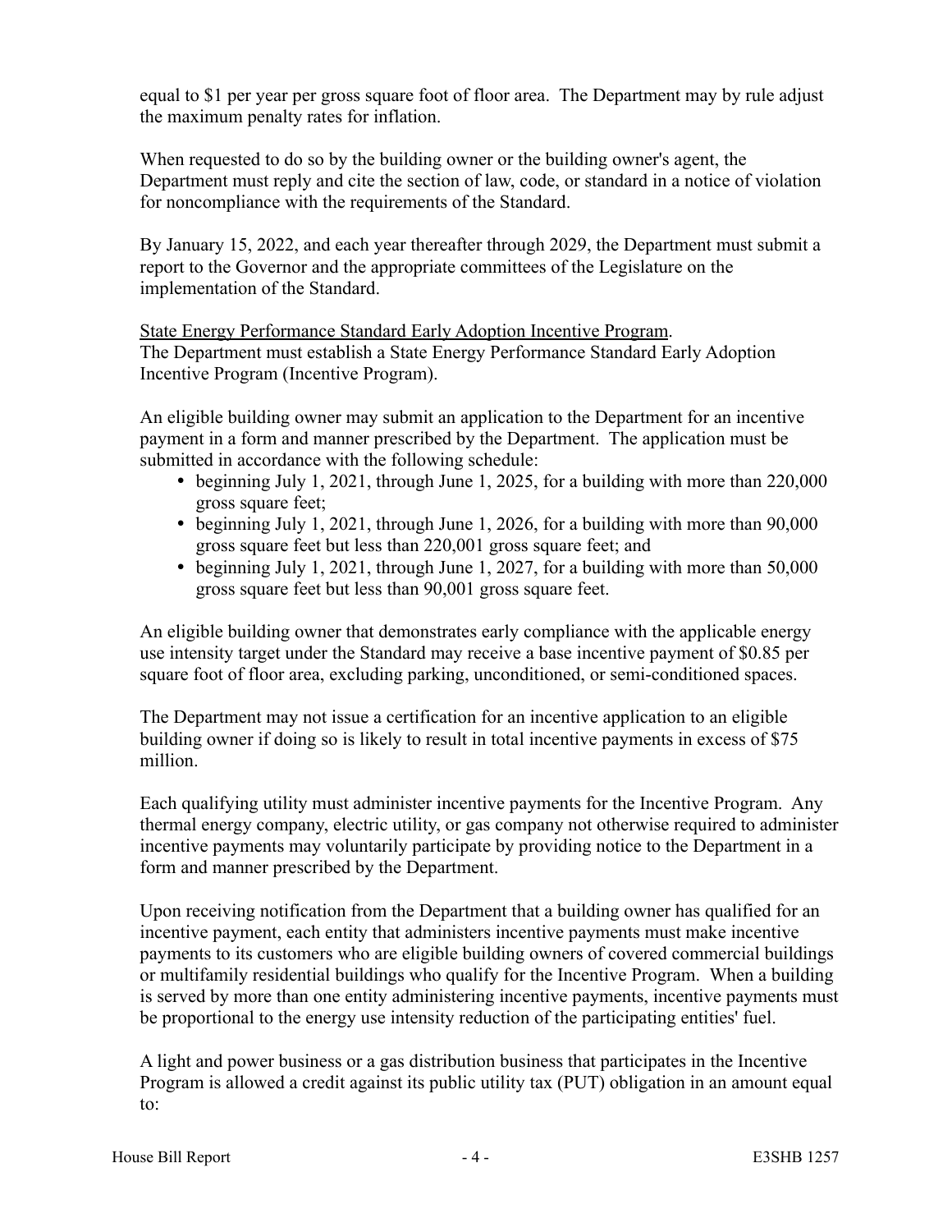equal to $1 per year per gross square foot of floor area. The Department may by rule adjust the maximum penalty rates for inflation.

When requested to do so by the building owner or the building owner's agent, the Department must reply and cite the section of law, code, or standard in a notice of violation for noncompliance with the requirements of the Standard.

By January 15, 2022, and each year thereafter through 2029, the Department must submit a report to the Governor and the appropriate committees of the Legislature on the implementation of the Standard.

State Energy Performance Standard Early Adoption Incentive Program.
The Department must establish a State Energy Performance Standard Early Adoption Incentive Program (Incentive Program).

An eligible building owner may submit an application to the Department for an incentive payment in a form and manner prescribed by the Department. The application must be submitted in accordance with the following schedule:

- beginning July 1, 2021, through June 1, 2025, for a building with more than 220,000 gross square feet;
- beginning July 1, 2021, through June 1, 2026, for a building with more than 90,000 gross square feet but less than 220,001 gross square feet; and
- beginning July 1, 2021, through June 1, 2027, for a building with more than 50,000 gross square feet but less than 90,001 gross square feet.

An eligible building owner that demonstrates early compliance with the applicable energy use intensity target under the Standard may receive a base incentive payment of $0.85 per square foot of floor area, excluding parking, unconditioned, or semi-conditioned spaces.

The Department may not issue a certification for an incentive application to an eligible building owner if doing so is likely to result in total incentive payments in excess of $75 million.

Each qualifying utility must administer incentive payments for the Incentive Program. Any thermal energy company, electric utility, or gas company not otherwise required to administer incentive payments may voluntarily participate by providing notice to the Department in a form and manner prescribed by the Department.

Upon receiving notification from the Department that a building owner has qualified for an incentive payment, each entity that administers incentive payments must make incentive payments to its customers who are eligible building owners of covered commercial buildings or multifamily residential buildings who qualify for the Incentive Program. When a building is served by more than one entity administering incentive payments, incentive payments must be proportional to the energy use intensity reduction of the participating entities' fuel.

A light and power business or a gas distribution business that participates in the Incentive Program is allowed a credit against its public utility tax (PUT) obligation in an amount equal to: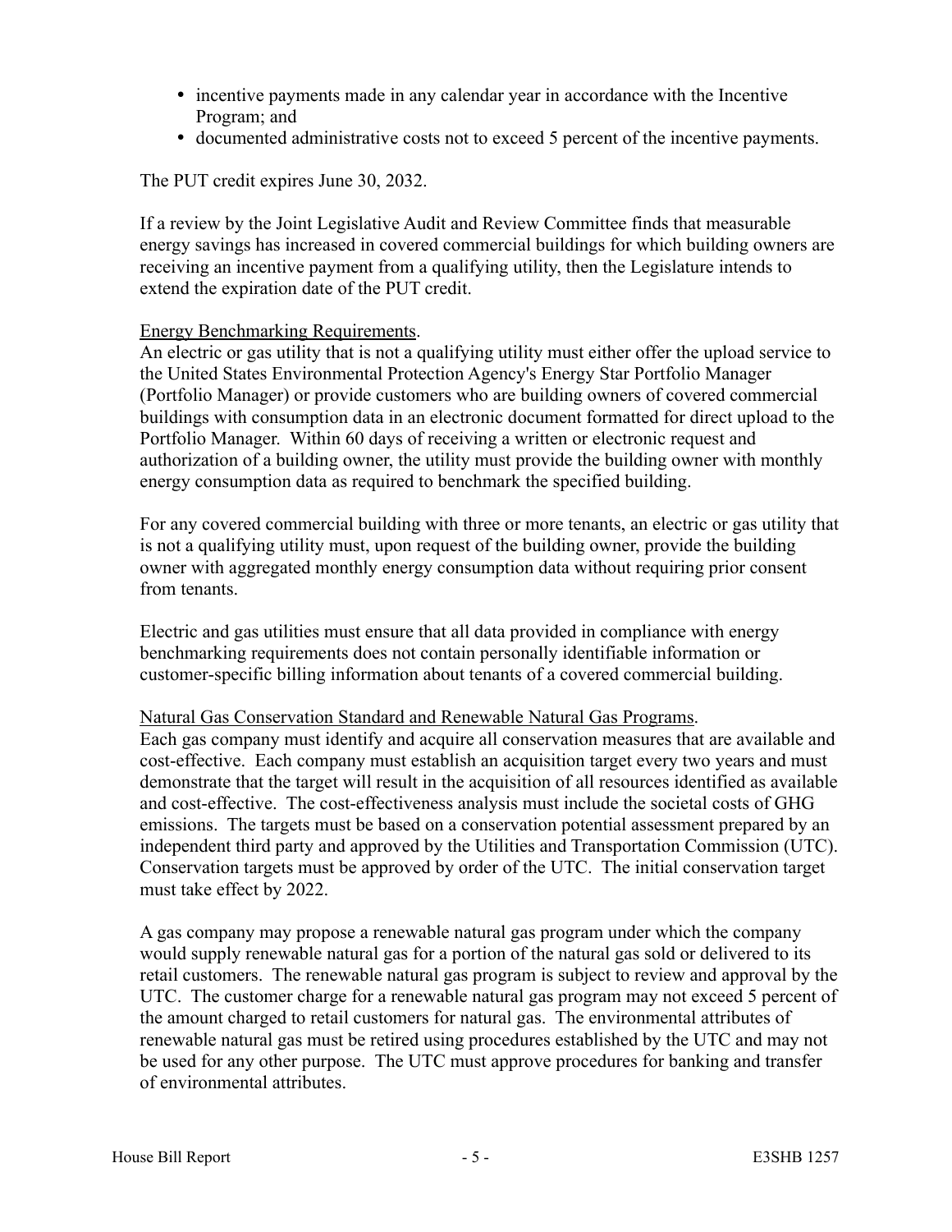- incentive payments made in any calendar year in accordance with the Incentive Program; and
- documented administrative costs not to exceed 5 percent of the incentive payments.

The PUT credit expires June 30, 2032.

If a review by the Joint Legislative Audit and Review Committee finds that measurable energy savings has increased in covered commercial buildings for which building owners are receiving an incentive payment from a qualifying utility, then the Legislature intends to extend the expiration date of the PUT credit.

Energy Benchmarking Requirements.

An electric or gas utility that is not a qualifying utility must either offer the upload service to the United States Environmental Protection Agency's Energy Star Portfolio Manager (Portfolio Manager) or provide customers who are building owners of covered commercial buildings with consumption data in an electronic document formatted for direct upload to the Portfolio Manager. Within 60 days of receiving a written or electronic request and authorization of a building owner, the utility must provide the building owner with monthly energy consumption data as required to benchmark the specified building.

For any covered commercial building with three or more tenants, an electric or gas utility that is not a qualifying utility must, upon request of the building owner, provide the building owner with aggregated monthly energy consumption data without requiring prior consent from tenants.

Electric and gas utilities must ensure that all data provided in compliance with energy benchmarking requirements does not contain personally identifiable information or customer-specific billing information about tenants of a covered commercial building.

Natural Gas Conservation Standard and Renewable Natural Gas Programs.

Each gas company must identify and acquire all conservation measures that are available and cost-effective. Each company must establish an acquisition target every two years and must demonstrate that the target will result in the acquisition of all resources identified as available and cost-effective. The cost-effectiveness analysis must include the societal costs of GHG emissions. The targets must be based on a conservation potential assessment prepared by an independent third party and approved by the Utilities and Transportation Commission (UTC). Conservation targets must be approved by order of the UTC. The initial conservation target must take effect by 2022.

A gas company may propose a renewable natural gas program under which the company would supply renewable natural gas for a portion of the natural gas sold or delivered to its retail customers. The renewable natural gas program is subject to review and approval by the UTC. The customer charge for a renewable natural gas program may not exceed 5 percent of the amount charged to retail customers for natural gas. The environmental attributes of renewable natural gas must be retired using procedures established by the UTC and may not be used for any other purpose. The UTC must approve procedures for banking and transfer of environmental attributes.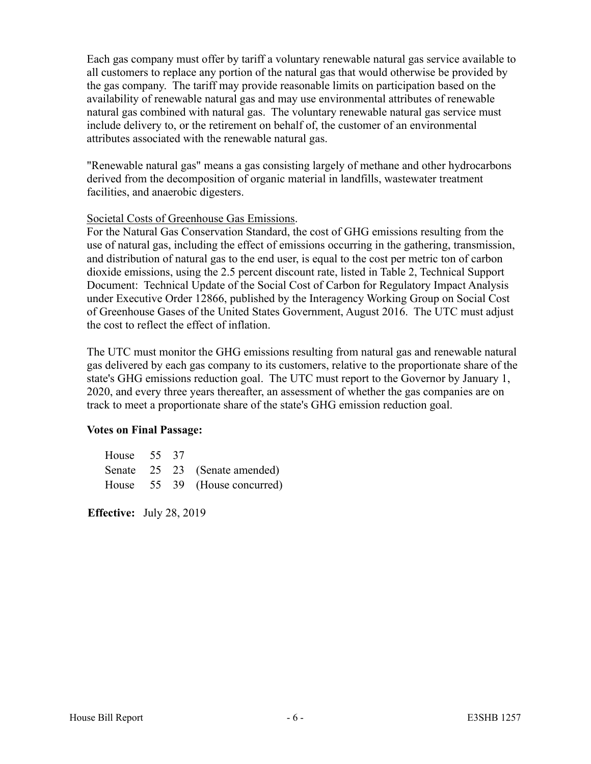Each gas company must offer by tariff a voluntary renewable natural gas service available to all customers to replace any portion of the natural gas that would otherwise be provided by the gas company. The tariff may provide reasonable limits on participation based on the availability of renewable natural gas and may use environmental attributes of renewable natural gas combined with natural gas. The voluntary renewable natural gas service must include delivery to, or the retirement on behalf of, the customer of an environmental attributes associated with the renewable natural gas.

"Renewable natural gas" means a gas consisting largely of methane and other hydrocarbons derived from the decomposition of organic material in landfills, wastewater treatment facilities, and anaerobic digesters.

Societal Costs of Greenhouse Gas Emissions.

For the Natural Gas Conservation Standard, the cost of GHG emissions resulting from the use of natural gas, including the effect of emissions occurring in the gathering, transmission, and distribution of natural gas to the end user, is equal to the cost per metric ton of carbon dioxide emissions, using the 2.5 percent discount rate, listed in Table 2, Technical Support Document: Technical Update of the Social Cost of Carbon for Regulatory Impact Analysis under Executive Order 12866, published by the Interagency Working Group on Social Cost of Greenhouse Gases of the United States Government, August 2016. The UTC must adjust the cost to reflect the effect of inflation.

The UTC must monitor the GHG emissions resulting from natural gas and renewable natural gas delivered by each gas company to its customers, relative to the proportionate share of the state's GHG emissions reduction goal. The UTC must report to the Governor by January 1, 2020, and every three years thereafter, an assessment of whether the gas companies are on track to meet a proportionate share of the state's GHG emission reduction goal.

**Votes on Final Passage:**

| | | | |
|---|---|---|---|
| House | 55 | 37 | |
| Senate | 25 | 23 | (Senate amended) |
| House | 55 | 39 | (House concurred) |

**Effective:** July 28, 2019